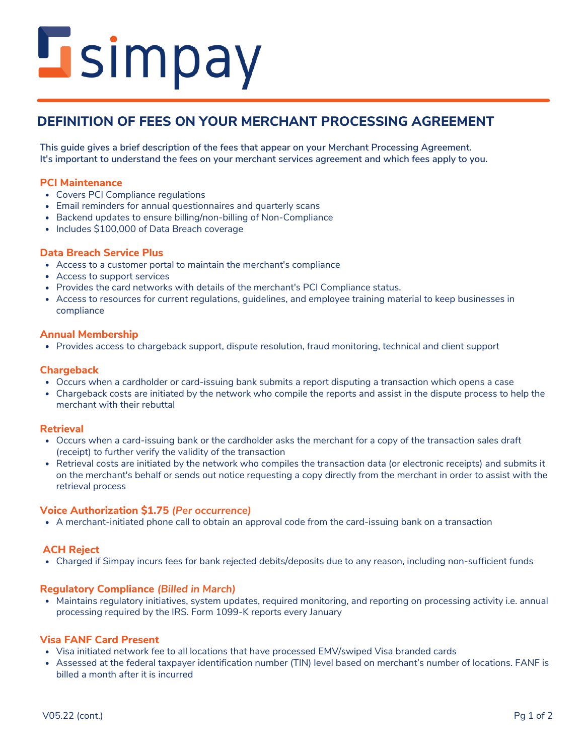simpay

# DEFINITION OF FEES ON YOUR MERCHANT PROCESSING AGREEMENT

**This guide gives a brief description of the fees that appear on your Merchant Processing Agreement. It's important to understand the fees on your merchant services agreement and which fees apply to you.**

### PCI Maintenance

- Covers PCI Compliance regulations
- Email reminders for annual questionnaires and quarterly scans
- Backend updates to ensure billing/non-billing of Non-Compliance
- Includes $100,000 of Data Breach coverage

### Data Breach Service Plus

- Access to a customer portal to maintain the merchant's compliance
- Access to support services
- Provides the card networks with details of the merchant's PCI Compliance status.
- Access to resources for current regulations, guidelines, and employee training material to keep businesses in compliance

### Annual Membership

- Provides access to chargeback support, dispute resolution, fraud monitoring, technical and client support

### Chargeback

- Occurs when a cardholder or card-issuing bank submits a report disputing a transaction which opens a case
- Chargeback costs are initiated by the network who compile the reports and assist in the dispute process to help the merchant with their rebuttal

### Retrieval

- Occurs when a card-issuing bank or the cardholder asks the merchant for a copy of the transaction sales draft (receipt) to further verify the validity of the transaction
- Retrieval costs are initiated by the network who compiles the transaction data (or electronic receipts) and submits it on the merchant's behalf or sends out notice requesting a copy directly from the merchant in order to assist with the retrieval process

### Voice Authorization $1.75 *(Per occurrence)*

- A merchant-initiated phone call to obtain an approval code from the card-issuing bank on a transaction

### ACH Reject

- Charged if Simpay incurs fees for bank rejected debits/deposits due to any reason, including non-sufficient funds

### Regulatory Compliance *(Billed in March)*

- Maintains regulatory initiatives, system updates, required monitoring, and reporting on processing activity i.e. annual processing required by the IRS. Form 1099-K reports every January

### Visa FANF Card Present

- Visa initiated network fee to all locations that have processed EMV/swiped Visa branded cards
- Assessed at the federal taxpayer identification number (TIN) level based on merchant's number of locations. FANF is billed a month after it is incurred

V05.22 (cont.)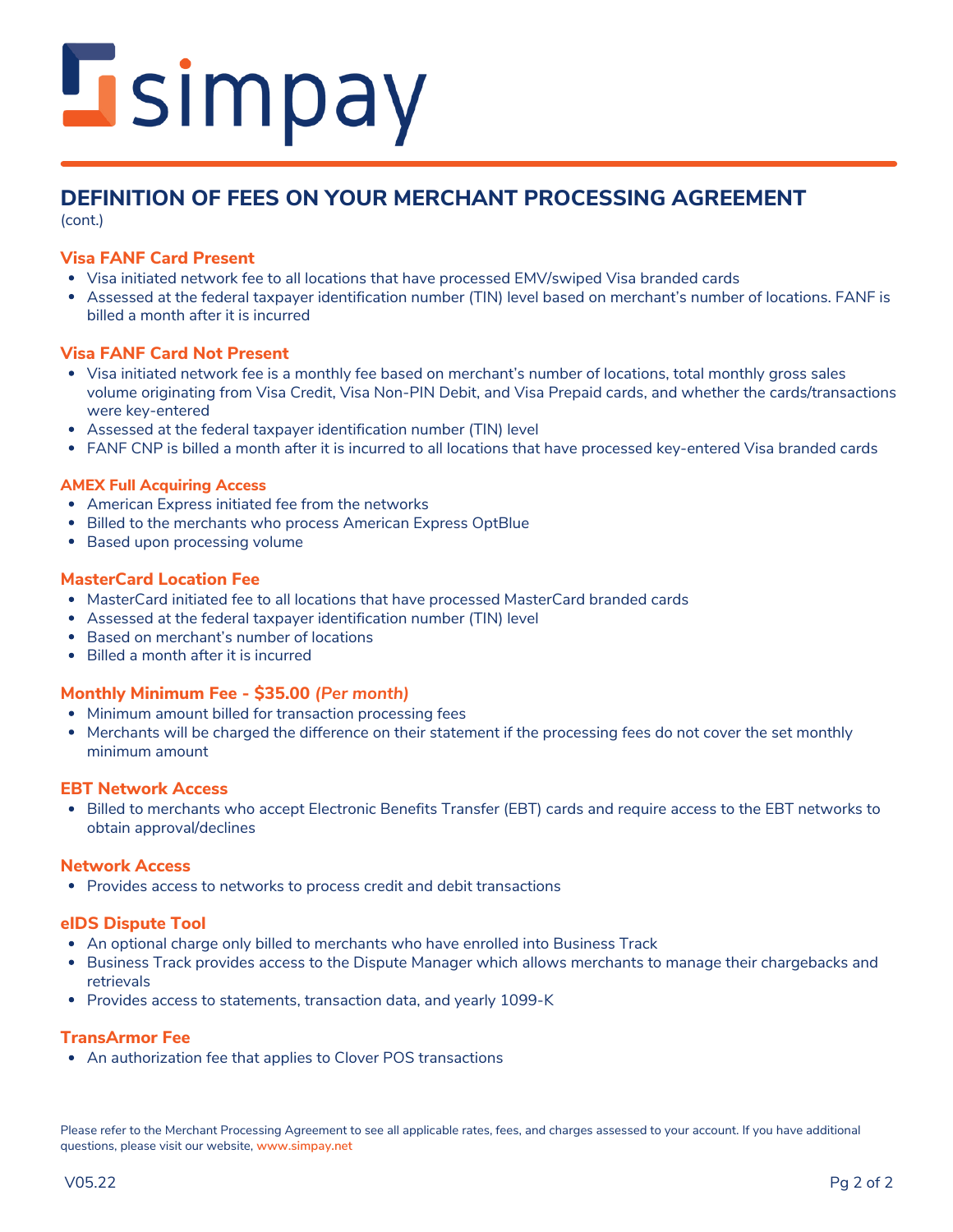# DEFINITION OF FEES ON YOUR MERCHANT PROCESSING AGREEMENT

(cont.)

### Visa FANF Card Present

- Visa initiated network fee to all locations that have processed EMV/swiped Visa branded cards
- Assessed at the federal taxpayer identification number (TIN) level based on merchant's number of locations. FANF is billed a month after it is incurred

### Visa FANF Card Not Present

- Visa initiated network fee is a monthly fee based on merchant's number of locations, total monthly gross sales volume originating from Visa Credit, Visa Non-PIN Debit, and Visa Prepaid cards, and whether the cards/transactions were key-entered
- Assessed at the federal taxpayer identification number (TIN) level
- FANF CNP is billed a month after it is incurred to all locations that have processed key-entered Visa branded cards

### AMEX Full Acquiring Access

- American Express initiated fee from the networks
- Billed to the merchants who process American Express OptBlue
- Based upon processing volume

### MasterCard Location Fee

- MasterCard initiated fee to all locations that have processed MasterCard branded cards
- Assessed at the federal taxpayer identification number (TIN) level
- Based on merchant's number of locations
- Billed a month after it is incurred

### Monthly Minimum Fee - $35.00 *(Per month)*

- Minimum amount billed for transaction processing fees
- Merchants will be charged the difference on their statement if the processing fees do not cover the set monthly minimum amount

### EBT Network Access

- Billed to merchants who accept Electronic Benefits Transfer (EBT) cards and require access to the EBT networks to obtain approval/declines

### Network Access

- Provides access to networks to process credit and debit transactions

### eIDS Dispute Tool

- An optional charge only billed to merchants who have enrolled into Business Track
- Business Track provides access to the Dispute Manager which allows merchants to manage their chargebacks and retrievals
- Provides access to statements, transaction data, and yearly 1099-K

### TransArmor Fee

- An authorization fee that applies to Clover POS transactions

Please refer to the Merchant Processing Agreement to see all applicable rates, fees, and charges assessed to your account. If you have additional questions, please visit our website, www.simpay.net

V05.22